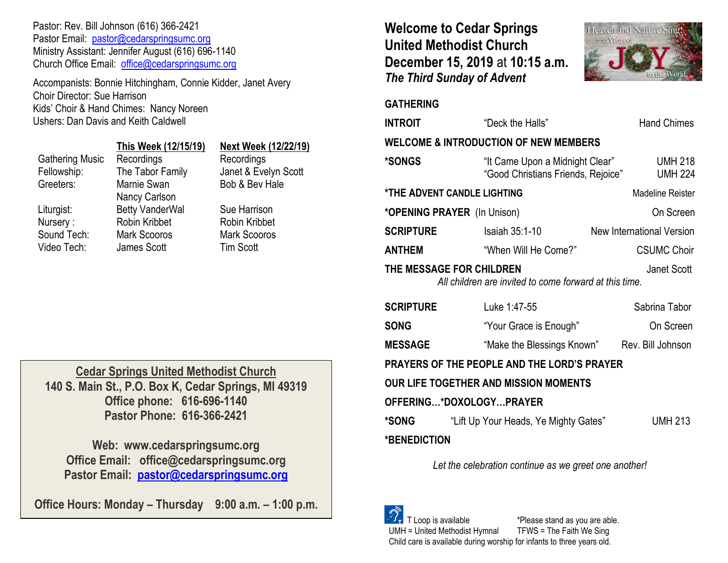Pastor: Rev. Bill Johnson (616) 366-2421
Pastor Email: pastor@cedarspringsumc.org
Ministry Assistant: Jennifer August (616) 696-1140
Church Office Email: office@cedarspringsumc.org

Accompanists: Bonnie Hitchingham, Connie Kidder, Janet Avery
Choir Director: Sue Harrison
Kids' Choir & Hand Chimes: Nancy Noreen
Ushers: Dan Davis and Keith Caldwell

| | This Week (12/15/19) | Next Week (12/22/19) |
|---|---|---|
| Gathering Music | Recordings | Recordings |
| Fellowship: | The Tabor Family | Janet & Evelyn Scott |
| Greeters: | Marnie Swan<br>Nancy Carlson | Bob & Bev Hale |
| Liturgist: | Betty VanderWal | Sue Harrison |
| Nursery : | Robin Kribbet | Robin Kribbet |
| Sound Tech: | Mark Scooros | Mark Scooros |
| Video Tech: | James Scott | Tim Scott |

**Cedar Springs United Methodist Church**
**140 S. Main St., P.O. Box K, Cedar Springs, MI 49319**
**Office phone: 616-696-1140**
**Pastor Phone: 616-366-2421**

**Web: www.cedarspringsumc.org**
**Office Email: office@cedarspringsumc.org**
**Pastor Email: pastor@cedarspringsumc.org**

**Office Hours: Monday – Thursday 9:00 a.m. – 1:00 p.m.**

# Welcome to Cedar Springs United Methodist Church
## December 15, 2019 at 10:15 a.m.
***The Third Sunday of Advent***

**GATHERING**

**INTROIT** "Deck the Halls" Hand Chimes

**WELCOME & INTRODUCTION OF NEW MEMBERS**

**\*SONGS** "It Came Upon a Midnight Clear" UMH 218
"Good Christians Friends, Rejoice" UMH 224

**\*THE ADVENT CANDLE LIGHTING** Madeline Reister

**\*OPENING PRAYER** (In Unison) On Screen

**SCRIPTURE** Isaiah 35:1-10 New International Version

**ANTHEM** "When Will He Come?" CSUMC Choir

**THE MESSAGE FOR CHILDREN** Janet Scott
*All children are invited to come forward at this time.*

**SCRIPTURE** Luke 1:47-55 Sabrina Tabor

**SONG** "Your Grace is Enough" On Screen

**MESSAGE** "Make the Blessings Known" Rev. Bill Johnson

**PRAYERS OF THE PEOPLE AND THE LORD'S PRAYER**

**OUR LIFE TOGETHER AND MISSION MOMENTS**

**OFFERING…\*DOXOLOGY…PRAYER**

**\*SONG** "Lift Up Your Heads, Ye Mighty Gates" UMH 213

**\*BENEDICTION**

*Let the celebration continue as we greet one another!*

T Loop is available *Please stand as you are able.
UMH = United Methodist Hymnal TFWS = The Faith We Sing
Child care is available during worship for infants to three years old.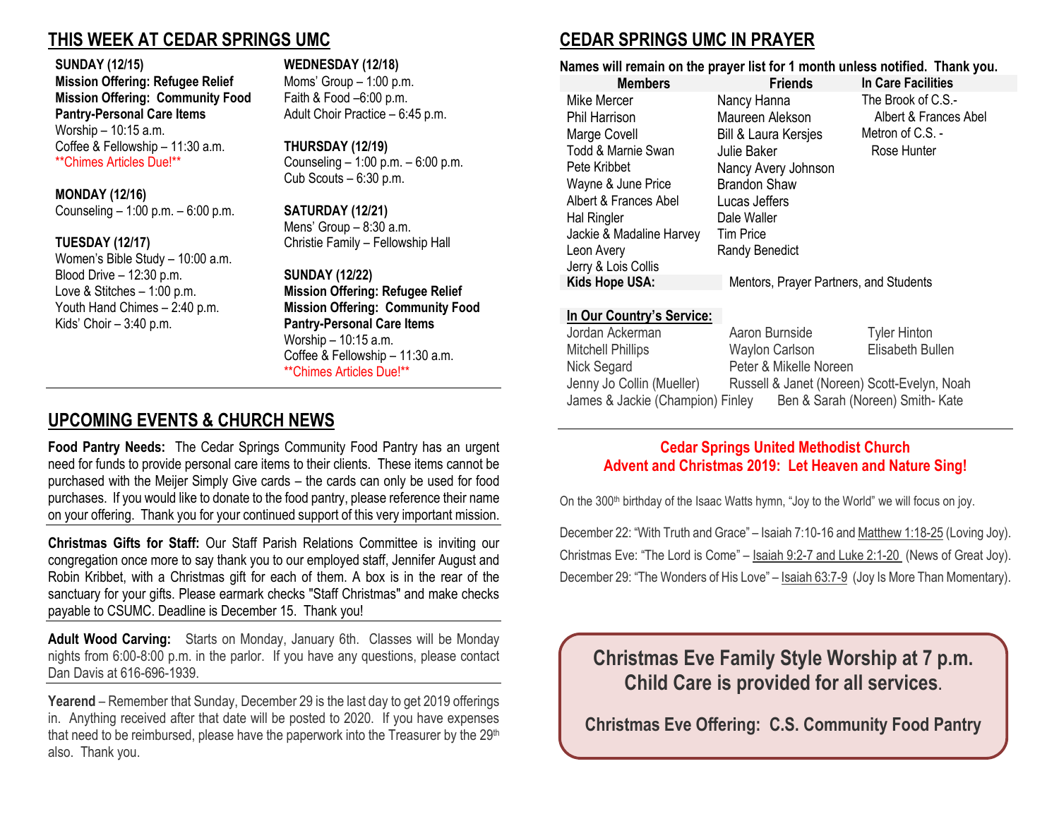## THIS WEEK AT CEDAR SPRINGS UMC

**SUNDAY (12/15)**
**Mission Offering: Refugee Relief**
**Mission Offering: Community Food Pantry-Personal Care Items**
Worship – 10:15 a.m.
Coffee & Fellowship – 11:30 a.m.
**Chimes Articles Due!**

**MONDAY (12/16)**
Counseling – 1:00 p.m. – 6:00 p.m.

**TUESDAY (12/17)**
Women's Bible Study – 10:00 a.m.
Blood Drive – 12:30 p.m.
Love & Stitches – 1:00 p.m.
Youth Hand Chimes – 2:40 p.m.
Kids' Choir – 3:40 p.m.

**WEDNESDAY (12/18)**
Moms' Group – 1:00 p.m.
Faith & Food –6:00 p.m.
Adult Choir Practice – 6:45 p.m.

**THURSDAY (12/19)**
Counseling – 1:00 p.m. – 6:00 p.m.
Cub Scouts – 6:30 p.m.

**SATURDAY (12/21)**
Mens' Group – 8:30 a.m.
Christie Family – Fellowship Hall

**SUNDAY (12/22)**
**Mission Offering: Refugee Relief**
**Mission Offering: Community Food Pantry-Personal Care Items**
Worship – 10:15 a.m.
Coffee & Fellowship – 11:30 a.m.
**Chimes Articles Due!**

## UPCOMING EVENTS & CHURCH NEWS

**Food Pantry Needs:** The Cedar Springs Community Food Pantry has an urgent need for funds to provide personal care items to their clients. These items cannot be purchased with the Meijer Simply Give cards – the cards can only be used for food purchases. If you would like to donate to the food pantry, please reference their name on your offering. Thank you for your continued support of this very important mission.

**Christmas Gifts for Staff:** Our Staff Parish Relations Committee is inviting our congregation once more to say thank you to our employed staff, Jennifer August and Robin Kribbet, with a Christmas gift for each of them. A box is in the rear of the sanctuary for your gifts. Please earmark checks "Staff Christmas" and make checks payable to CSUMC. Deadline is December 15. Thank you!

**Adult Wood Carving:** Starts on Monday, January 6th. Classes will be Monday nights from 6:00-8:00 p.m. in the parlor. If you have any questions, please contact Dan Davis at 616-696-1939.

**Yearend** – Remember that Sunday, December 29 is the last day to get 2019 offerings in. Anything received after that date will be posted to 2020. If you have expenses that need to be reimbursed, please have the paperwork into the Treasurer by the 29th also. Thank you.

## CEDAR SPRINGS UMC IN PRAYER

**Names will remain on the prayer list for 1 month unless notified. Thank you.**

| Members | Friends | In Care Facilities |
|---|---|---|
| Mike Mercer | Nancy Hanna | The Brook of C.S.- Albert & Frances Abel |
| Phil Harrison | Maureen Alekson | Metron of C.S. - Rose Hunter |
| Marge Covell | Bill & Laura Kersjes | |
| Todd & Marnie Swan | Julie Baker | |
| Pete Kribbet | Nancy Avery Johnson | |
| Wayne & June Price | Brandon Shaw | |
| Albert & Frances Abel | Lucas Jeffers | |
| Hal Ringler | Dale Waller | |
| Jackie & Madaline Harvey | Tim Price | |
| Leon Avery | Randy Benedict | |
| Jerry & Lois Collis | | |
| **Kids Hope USA:** | Mentors, Prayer Partners, and Students | |

**In Our Country's Service:**

Jordan Ackerman
Mitchell Phillips
Nick Segard
Jenny Jo Collin (Mueller)
James & Jackie (Champion) Finley
Aaron Burnside
Waylon Carlson
Peter & Mikelle Noreen
Russell & Janet (Noreen) Scott-Evelyn, Noah
Ben & Sarah (Noreen) Smith- Kate
Tyler Hinton
Elisabeth Bullen

### Cedar Springs United Methodist Church
### Advent and Christmas 2019: Let Heaven and Nature Sing!

On the 300th birthday of the Isaac Watts hymn, "Joy to the World" we will focus on joy.

December 22: "With Truth and Grace" – Isaiah 7:10-16 and Matthew 1:18-25 (Loving Joy).
Christmas Eve: "The Lord is Come" – Isaiah 9:2-7 and Luke 2:1-20 (News of Great Joy).
December 29: "The Wonders of His Love" – Isaiah 63:7-9 (Joy Is More Than Momentary).

**Christmas Eve Family Style Worship at 7 p.m.**
**Child Care is provided for all services.**

**Christmas Eve Offering: C.S. Community Food Pantry**